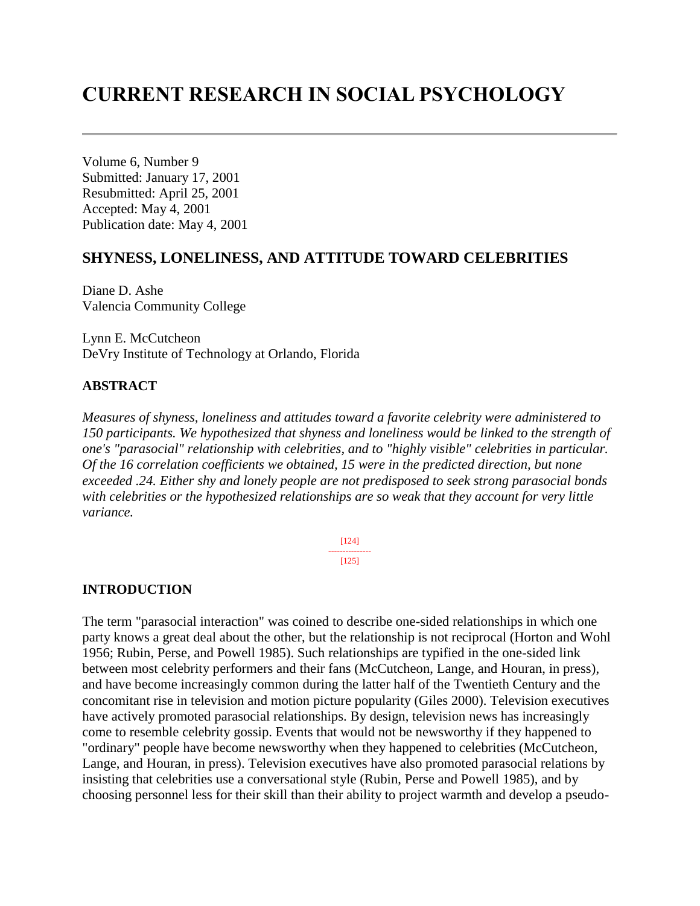# CURRENT RESEARCH IN SOCIAL PSYCHOLOGY

Volume 6, Number 9
Submitted: January 17, 2001
Resubmitted: April 25, 2001
Accepted: May 4, 2001
Publication date: May 4, 2001

## SHYNESS, LONELINESS, AND ATTITUDE TOWARD CELEBRITIES

Diane D. Ashe
Valencia Community College

Lynn E. McCutcheon
DeVry Institute of Technology at Orlando, Florida

### ABSTRACT

*Measures of shyness, loneliness and attitudes toward a favorite celebrity were administered to 150 participants. We hypothesized that shyness and loneliness would be linked to the strength of one's "parasocial" relationship with celebrities, and to "highly visible" celebrities in particular. Of the 16 correlation coefficients we obtained, 15 were in the predicted direction, but none exceeded .24. Either shy and lonely people are not predisposed to seek strong parasocial bonds with celebrities or the hypothesized relationships are so weak that they account for very little variance.*

[124]
---------------
[125]

### INTRODUCTION

The term "parasocial interaction" was coined to describe one-sided relationships in which one party knows a great deal about the other, but the relationship is not reciprocal (Horton and Wohl 1956; Rubin, Perse, and Powell 1985). Such relationships are typified in the one-sided link between most celebrity performers and their fans (McCutcheon, Lange, and Houran, in press), and have become increasingly common during the latter half of the Twentieth Century and the concomitant rise in television and motion picture popularity (Giles 2000). Television executives have actively promoted parasocial relationships. By design, television news has increasingly come to resemble celebrity gossip. Events that would not be newsworthy if they happened to "ordinary" people have become newsworthy when they happened to celebrities (McCutcheon, Lange, and Houran, in press). Television executives have also promoted parasocial relations by insisting that celebrities use a conversational style (Rubin, Perse and Powell 1985), and by choosing personnel less for their skill than their ability to project warmth and develop a pseudo-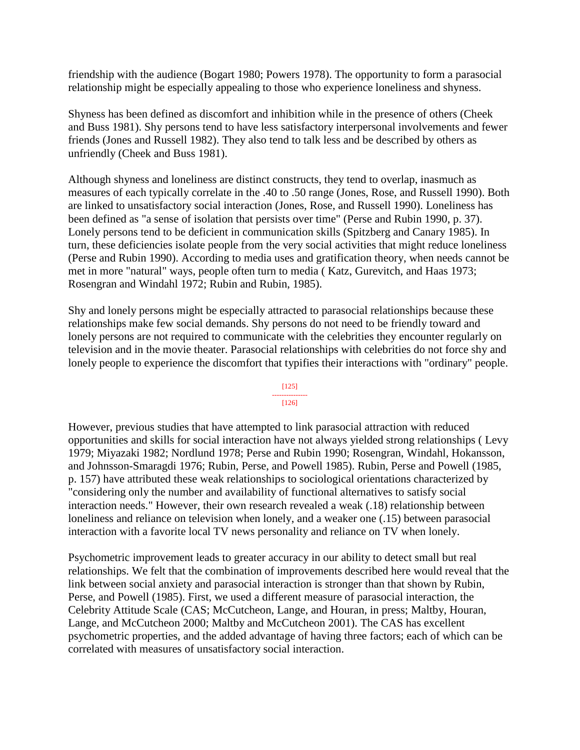friendship with the audience (Bogart 1980; Powers 1978). The opportunity to form a parasocial relationship might be especially appealing to those who experience loneliness and shyness.

Shyness has been defined as discomfort and inhibition while in the presence of others (Cheek and Buss 1981). Shy persons tend to have less satisfactory interpersonal involvements and fewer friends (Jones and Russell 1982). They also tend to talk less and be described by others as unfriendly (Cheek and Buss 1981).

Although shyness and loneliness are distinct constructs, they tend to overlap, inasmuch as measures of each typically correlate in the .40 to .50 range (Jones, Rose, and Russell 1990). Both are linked to unsatisfactory social interaction (Jones, Rose, and Russell 1990). Loneliness has been defined as "a sense of isolation that persists over time" (Perse and Rubin 1990, p. 37). Lonely persons tend to be deficient in communication skills (Spitzberg and Canary 1985). In turn, these deficiencies isolate people from the very social activities that might reduce loneliness (Perse and Rubin 1990). According to media uses and gratification theory, when needs cannot be met in more "natural" ways, people often turn to media ( Katz, Gurevitch, and Haas 1973; Rosengran and Windahl 1972; Rubin and Rubin, 1985).

Shy and lonely persons might be especially attracted to parasocial relationships because these relationships make few social demands. Shy persons do not need to be friendly toward and lonely persons are not required to communicate with the celebrities they encounter regularly on television and in the movie theater. Parasocial relationships with celebrities do not force shy and lonely people to experience the discomfort that typifies their interactions with "ordinary" people.

However, previous studies that have attempted to link parasocial attraction with reduced opportunities and skills for social interaction have not always yielded strong relationships ( Levy 1979; Miyazaki 1982; Nordlund 1978; Perse and Rubin 1990; Rosengran, Windahl, Hokansson, and Johnsson-Smaragdi 1976; Rubin, Perse, and Powell 1985). Rubin, Perse and Powell (1985, p. 157) have attributed these weak relationships to sociological orientations characterized by "considering only the number and availability of functional alternatives to satisfy social interaction needs." However, their own research revealed a weak (.18) relationship between loneliness and reliance on television when lonely, and a weaker one (.15) between parasocial interaction with a favorite local TV news personality and reliance on TV when lonely.

Psychometric improvement leads to greater accuracy in our ability to detect small but real relationships. We felt that the combination of improvements described here would reveal that the link between social anxiety and parasocial interaction is stronger than that shown by Rubin, Perse, and Powell (1985). First, we used a different measure of parasocial interaction, the Celebrity Attitude Scale (CAS; McCutcheon, Lange, and Houran, in press; Maltby, Houran, Lange, and McCutcheon 2000; Maltby and McCutcheon 2001). The CAS has excellent psychometric properties, and the added advantage of having three factors; each of which can be correlated with measures of unsatisfactory social interaction.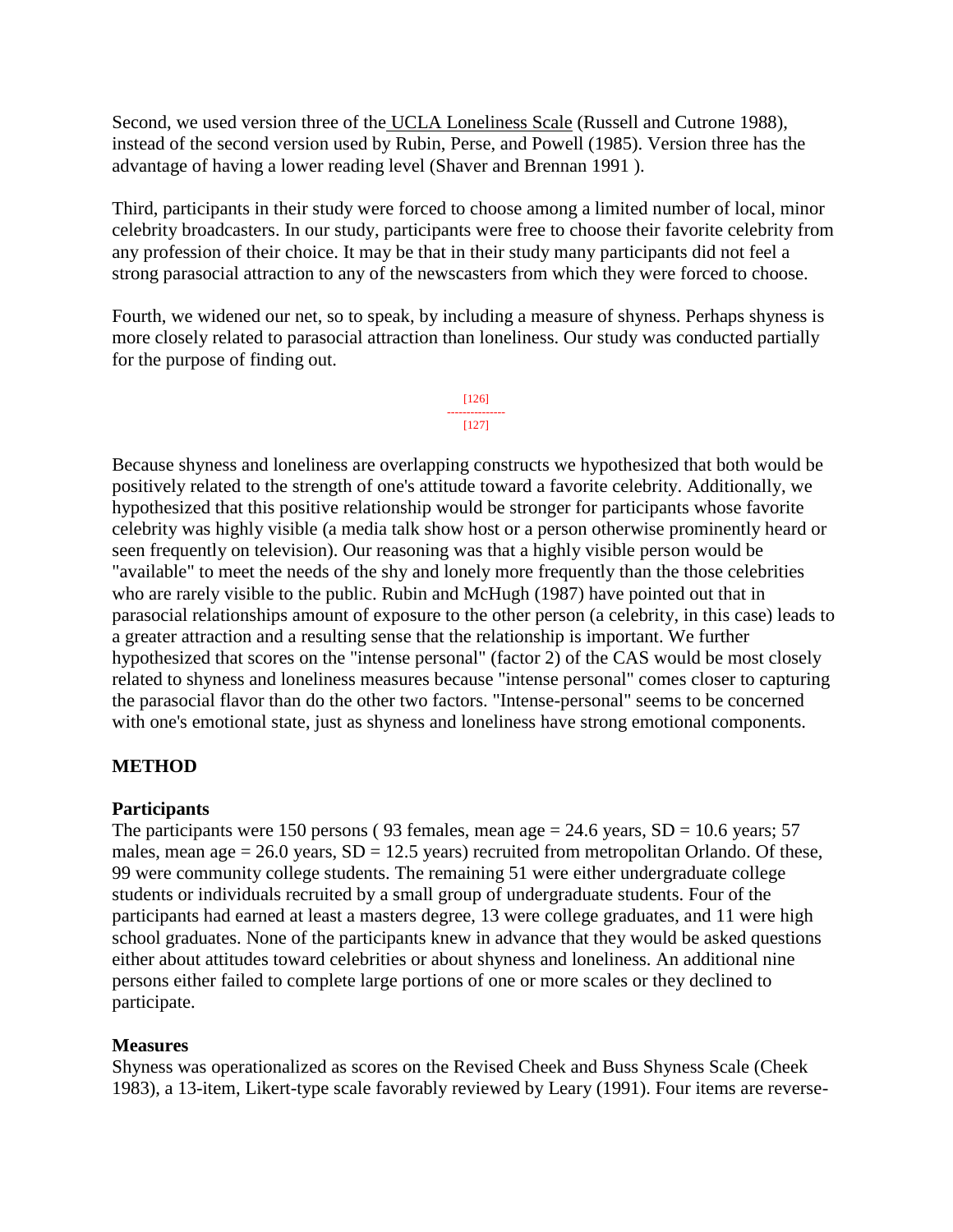Second, we used version three of the UCLA Loneliness Scale (Russell and Cutrone 1988), instead of the second version used by Rubin, Perse, and Powell (1985). Version three has the advantage of having a lower reading level (Shaver and Brennan 1991 ).

Third, participants in their study were forced to choose among a limited number of local, minor celebrity broadcasters. In our study, participants were free to choose their favorite celebrity from any profession of their choice. It may be that in their study many participants did not feel a strong parasocial attraction to any of the newscasters from which they were forced to choose.

Fourth, we widened our net, so to speak, by including a measure of shyness. Perhaps shyness is more closely related to parasocial attraction than loneliness. Our study was conducted partially for the purpose of finding out.

Because shyness and loneliness are overlapping constructs we hypothesized that both would be positively related to the strength of one's attitude toward a favorite celebrity. Additionally, we hypothesized that this positive relationship would be stronger for participants whose favorite celebrity was highly visible (a media talk show host or a person otherwise prominently heard or seen frequently on television). Our reasoning was that a highly visible person would be "available" to meet the needs of the shy and lonely more frequently than the those celebrities who are rarely visible to the public. Rubin and McHugh (1987) have pointed out that in parasocial relationships amount of exposure to the other person (a celebrity, in this case) leads to a greater attraction and a resulting sense that the relationship is important. We further hypothesized that scores on the "intense personal" (factor 2) of the CAS would be most closely related to shyness and loneliness measures because "intense personal" comes closer to capturing the parasocial flavor than do the other two factors. "Intense-personal" seems to be concerned with one's emotional state, just as shyness and loneliness have strong emotional components.

## METHOD

### Participants

The participants were 150 persons ( 93 females, mean age = 24.6 years, SD = 10.6 years; 57 males, mean age = 26.0 years, SD = 12.5 years) recruited from metropolitan Orlando. Of these, 99 were community college students. The remaining 51 were either undergraduate college students or individuals recruited by a small group of undergraduate students. Four of the participants had earned at least a masters degree, 13 were college graduates, and 11 were high school graduates. None of the participants knew in advance that they would be asked questions either about attitudes toward celebrities or about shyness and loneliness. An additional nine persons either failed to complete large portions of one or more scales or they declined to participate.

### Measures

Shyness was operationalized as scores on the Revised Cheek and Buss Shyness Scale (Cheek 1983), a 13-item, Likert-type scale favorably reviewed by Leary (1991). Four items are reverse-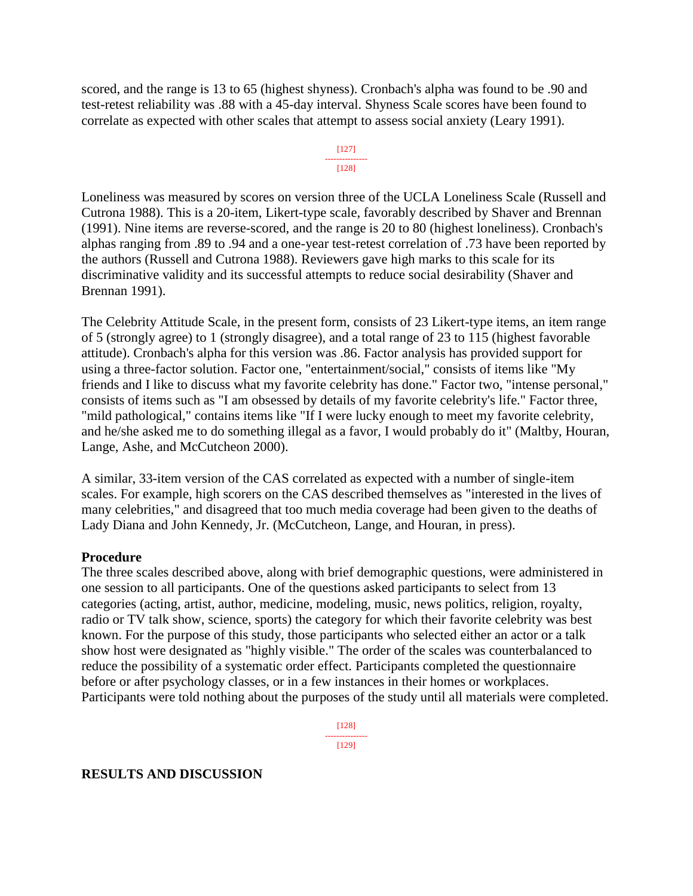scored, and the range is 13 to 65 (highest shyness). Cronbach's alpha was found to be .90 and test-retest reliability was .88 with a 45-day interval. Shyness Scale scores have been found to correlate as expected with other scales that attempt to assess social anxiety (Leary 1991).

Loneliness was measured by scores on version three of the UCLA Loneliness Scale (Russell and Cutrona 1988). This is a 20-item, Likert-type scale, favorably described by Shaver and Brennan (1991). Nine items are reverse-scored, and the range is 20 to 80 (highest loneliness). Cronbach's alphas ranging from .89 to .94 and a one-year test-retest correlation of .73 have been reported by the authors (Russell and Cutrona 1988). Reviewers gave high marks to this scale for its discriminative validity and its successful attempts to reduce social desirability (Shaver and Brennan 1991).

The Celebrity Attitude Scale, in the present form, consists of 23 Likert-type items, an item range of 5 (strongly agree) to 1 (strongly disagree), and a total range of 23 to 115 (highest favorable attitude). Cronbach's alpha for this version was .86. Factor analysis has provided support for using a three-factor solution. Factor one, "entertainment/social," consists of items like "My friends and I like to discuss what my favorite celebrity has done." Factor two, "intense personal," consists of items such as "I am obsessed by details of my favorite celebrity's life." Factor three, "mild pathological," contains items like "If I were lucky enough to meet my favorite celebrity, and he/she asked me to do something illegal as a favor, I would probably do it" (Maltby, Houran, Lange, Ashe, and McCutcheon 2000).

A similar, 33-item version of the CAS correlated as expected with a number of single-item scales. For example, high scorers on the CAS described themselves as "interested in the lives of many celebrities," and disagreed that too much media coverage had been given to the deaths of Lady Diana and John Kennedy, Jr. (McCutcheon, Lange, and Houran, in press).

**Procedure**

The three scales described above, along with brief demographic questions, were administered in one session to all participants. One of the questions asked participants to select from 13 categories (acting, artist, author, medicine, modeling, music, news politics, religion, royalty, radio or TV talk show, science, sports) the category for which their favorite celebrity was best known. For the purpose of this study, those participants who selected either an actor or a talk show host were designated as "highly visible." The order of the scales was counterbalanced to reduce the possibility of a systematic order effect. Participants completed the questionnaire before or after psychology classes, or in a few instances in their homes or workplaces. Participants were told nothing about the purposes of the study until all materials were completed.

## RESULTS AND DISCUSSION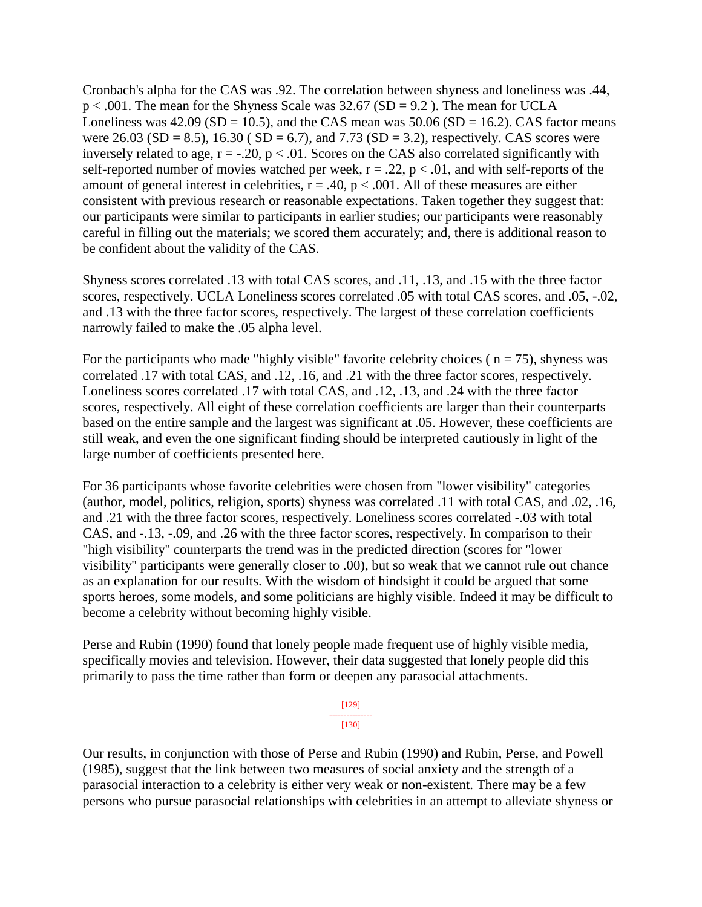Cronbach's alpha for the CAS was .92. The correlation between shyness and loneliness was .44, $p < .001$. The mean for the Shyness Scale was 32.67 ($SD = 9.2$ ). The mean for UCLA Loneliness was 42.09 ($SD = 10.5$), and the CAS mean was 50.06 ($SD = 16.2$). CAS factor means were 26.03 ($SD = 8.5$), 16.30 ( $SD = 6.7$), and 7.73 ($SD = 3.2$), respectively. CAS scores were inversely related to age, $r = -.20$, $p < .01$. Scores on the CAS also correlated significantly with self-reported number of movies watched per week, $r = .22$, $p < .01$, and with self-reports of the amount of general interest in celebrities, $r = .40$, $p < .001$. All of these measures are either consistent with previous research or reasonable expectations. Taken together they suggest that: our participants were similar to participants in earlier studies; our participants were reasonably careful in filling out the materials; we scored them accurately; and, there is additional reason to be confident about the validity of the CAS.

Shyness scores correlated .13 with total CAS scores, and .11, .13, and .15 with the three factor scores, respectively. UCLA Loneliness scores correlated .05 with total CAS scores, and .05, -.02, and .13 with the three factor scores, respectively. The largest of these correlation coefficients narrowly failed to make the .05 alpha level.

For the participants who made "highly visible" favorite celebrity choices ( $n = 75$), shyness was correlated .17 with total CAS, and .12, .16, and .21 with the three factor scores, respectively. Loneliness scores correlated .17 with total CAS, and .12, .13, and .24 with the three factor scores, respectively. All eight of these correlation coefficients are larger than their counterparts based on the entire sample and the largest was significant at .05. However, these coefficients are still weak, and even the one significant finding should be interpreted cautiously in light of the large number of coefficients presented here.

For 36 participants whose favorite celebrities were chosen from "lower visibility" categories (author, model, politics, religion, sports) shyness was correlated .11 with total CAS, and .02, .16, and .21 with the three factor scores, respectively. Loneliness scores correlated -.03 with total CAS, and -.13, -.09, and .26 with the three factor scores, respectively. In comparison to their "high visibility" counterparts the trend was in the predicted direction (scores for "lower visibility" participants were generally closer to .00), but so weak that we cannot rule out chance as an explanation for our results. With the wisdom of hindsight it could be argued that some sports heroes, some models, and some politicians are highly visible. Indeed it may be difficult to become a celebrity without becoming highly visible.

Perse and Rubin (1990) found that lonely people made frequent use of highly visible media, specifically movies and television. However, their data suggested that lonely people did this primarily to pass the time rather than form or deepen any parasocial attachments.

Our results, in conjunction with those of Perse and Rubin (1990) and Rubin, Perse, and Powell (1985), suggest that the link between two measures of social anxiety and the strength of a parasocial interaction to a celebrity is either very weak or non-existent. There may be a few persons who pursue parasocial relationships with celebrities in an attempt to alleviate shyness or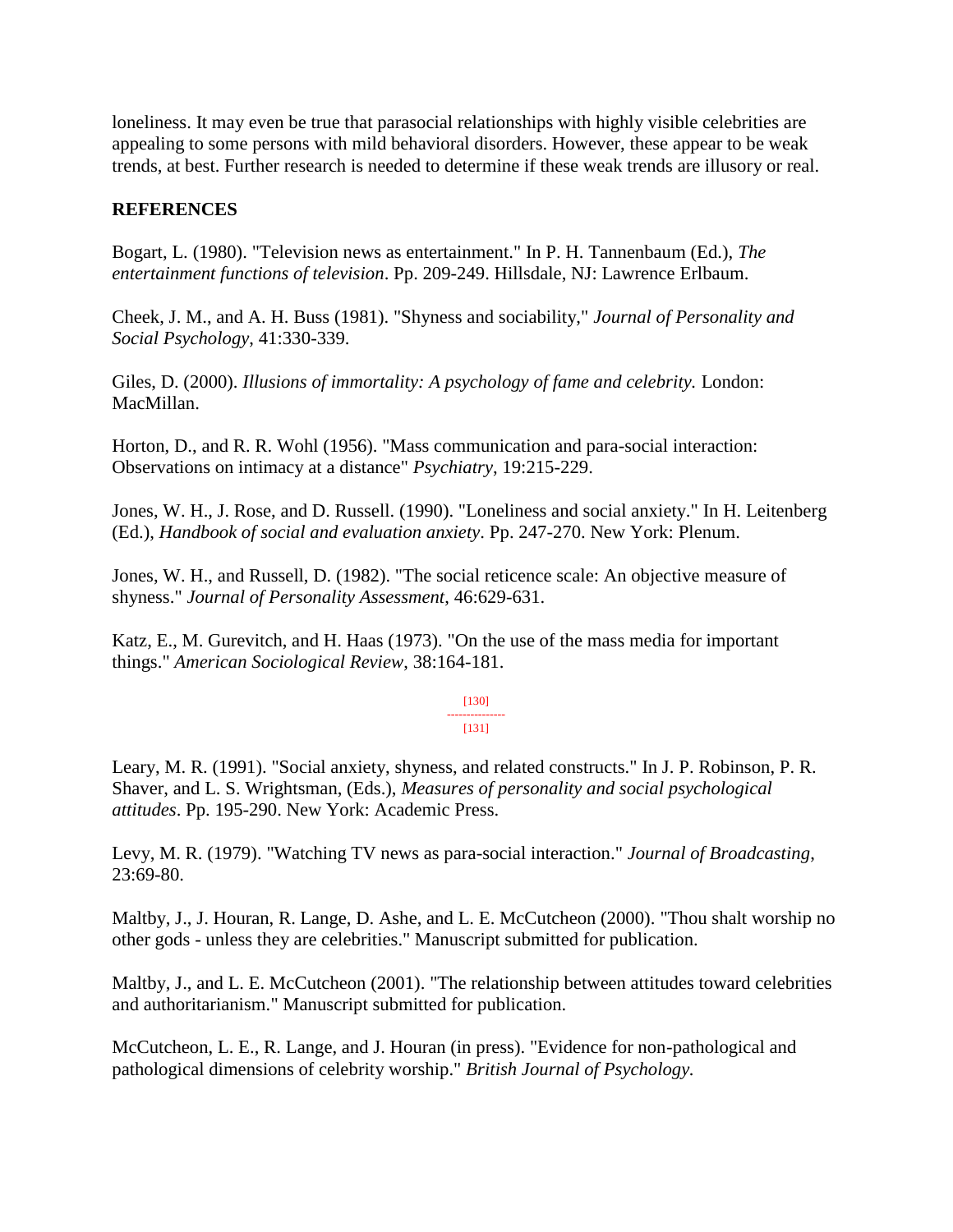loneliness. It may even be true that parasocial relationships with highly visible celebrities are appealing to some persons with mild behavioral disorders. However, these appear to be weak trends, at best. Further research is needed to determine if these weak trends are illusory or real.

## REFERENCES

Bogart, L. (1980). "Television news as entertainment." In P. H. Tannenbaum (Ed.), *The entertainment functions of television*. Pp. 209-249. Hillsdale, NJ: Lawrence Erlbaum.

Cheek, J. M., and A. H. Buss (1981). "Shyness and sociability," *Journal of Personality and Social Psychology*, 41:330-339.

Giles, D. (2000). *Illusions of immortality: A psychology of fame and celebrity.* London: MacMillan.

Horton, D., and R. R. Wohl (1956). "Mass communication and para-social interaction: Observations on intimacy at a distance" *Psychiatry*, 19:215-229.

Jones, W. H., J. Rose, and D. Russell. (1990). "Loneliness and social anxiety." In H. Leitenberg (Ed.), *Handbook of social and evaluation anxiety*. Pp. 247-270. New York: Plenum.

Jones, W. H., and Russell, D. (1982). "The social reticence scale: An objective measure of shyness." *Journal of Personality Assessment*, 46:629-631.

Katz, E., M. Gurevitch, and H. Haas (1973). "On the use of the mass media for important things." *American Sociological Review*, 38:164-181.

Leary, M. R. (1991). "Social anxiety, shyness, and related constructs." In J. P. Robinson, P. R. Shaver, and L. S. Wrightsman, (Eds.), *Measures of personality and social psychological attitudes*. Pp. 195-290. New York: Academic Press.

Levy, M. R. (1979). "Watching TV news as para-social interaction." *Journal of Broadcasting*, 23:69-80.

Maltby, J., J. Houran, R. Lange, D. Ashe, and L. E. McCutcheon (2000). "Thou shalt worship no other gods - unless they are celebrities." Manuscript submitted for publication.

Maltby, J., and L. E. McCutcheon (2001). "The relationship between attitudes toward celebrities and authoritarianism." Manuscript submitted for publication.

McCutcheon, L. E., R. Lange, and J. Houran (in press). "Evidence for non-pathological and pathological dimensions of celebrity worship." *British Journal of Psychology.*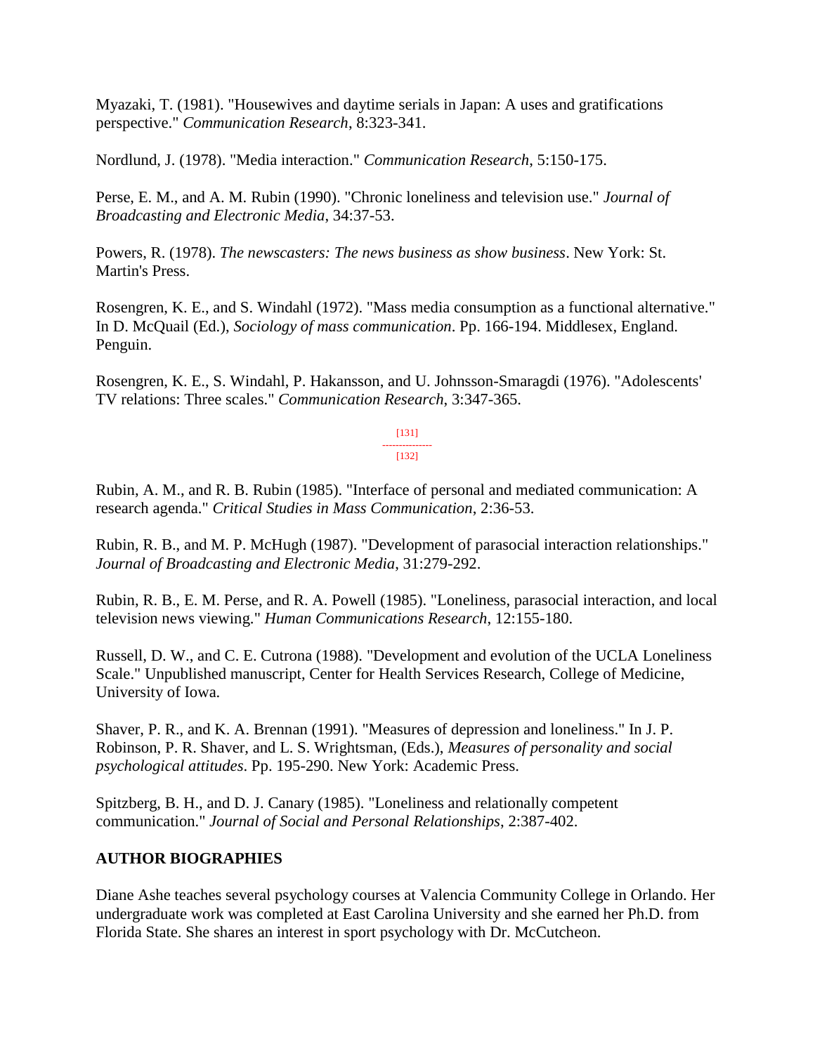Myazaki, T. (1981). "Housewives and daytime serials in Japan: A uses and gratifications perspective." *Communication Research*, 8:323-341.

Nordlund, J. (1978). "Media interaction." *Communication Research*, 5:150-175.

Perse, E. M., and A. M. Rubin (1990). "Chronic loneliness and television use." *Journal of Broadcasting and Electronic Media*, 34:37-53.

Powers, R. (1978). *The newscasters: The news business as show business*. New York: St. Martin's Press.

Rosengren, K. E., and S. Windahl (1972). "Mass media consumption as a functional alternative." In D. McQuail (Ed.), *Sociology of mass communication*. Pp. 166-194. Middlesex, England. Penguin.

Rosengren, K. E., S. Windahl, P. Hakansson, and U. Johnsson-Smaragdi (1976). "Adolescents' TV relations: Three scales." *Communication Research*, 3:347-365.

Rubin, A. M., and R. B. Rubin (1985). "Interface of personal and mediated communication: A research agenda." *Critical Studies in Mass Communication*, 2:36-53.

Rubin, R. B., and M. P. McHugh (1987). "Development of parasocial interaction relationships." *Journal of Broadcasting and Electronic Media*, 31:279-292.

Rubin, R. B., E. M. Perse, and R. A. Powell (1985). "Loneliness, parasocial interaction, and local television news viewing." *Human Communications Research*, 12:155-180.

Russell, D. W., and C. E. Cutrona (1988). "Development and evolution of the UCLA Loneliness Scale." Unpublished manuscript, Center for Health Services Research, College of Medicine, University of Iowa.

Shaver, P. R., and K. A. Brennan (1991). "Measures of depression and loneliness." In J. P. Robinson, P. R. Shaver, and L. S. Wrightsman, (Eds.), *Measures of personality and social psychological attitudes*. Pp. 195-290. New York: Academic Press.

Spitzberg, B. H., and D. J. Canary (1985). "Loneliness and relationally competent communication." *Journal of Social and Personal Relationships*, 2:387-402.

## AUTHOR BIOGRAPHIES

Diane Ashe teaches several psychology courses at Valencia Community College in Orlando. Her undergraduate work was completed at East Carolina University and she earned her Ph.D. from Florida State. She shares an interest in sport psychology with Dr. McCutcheon.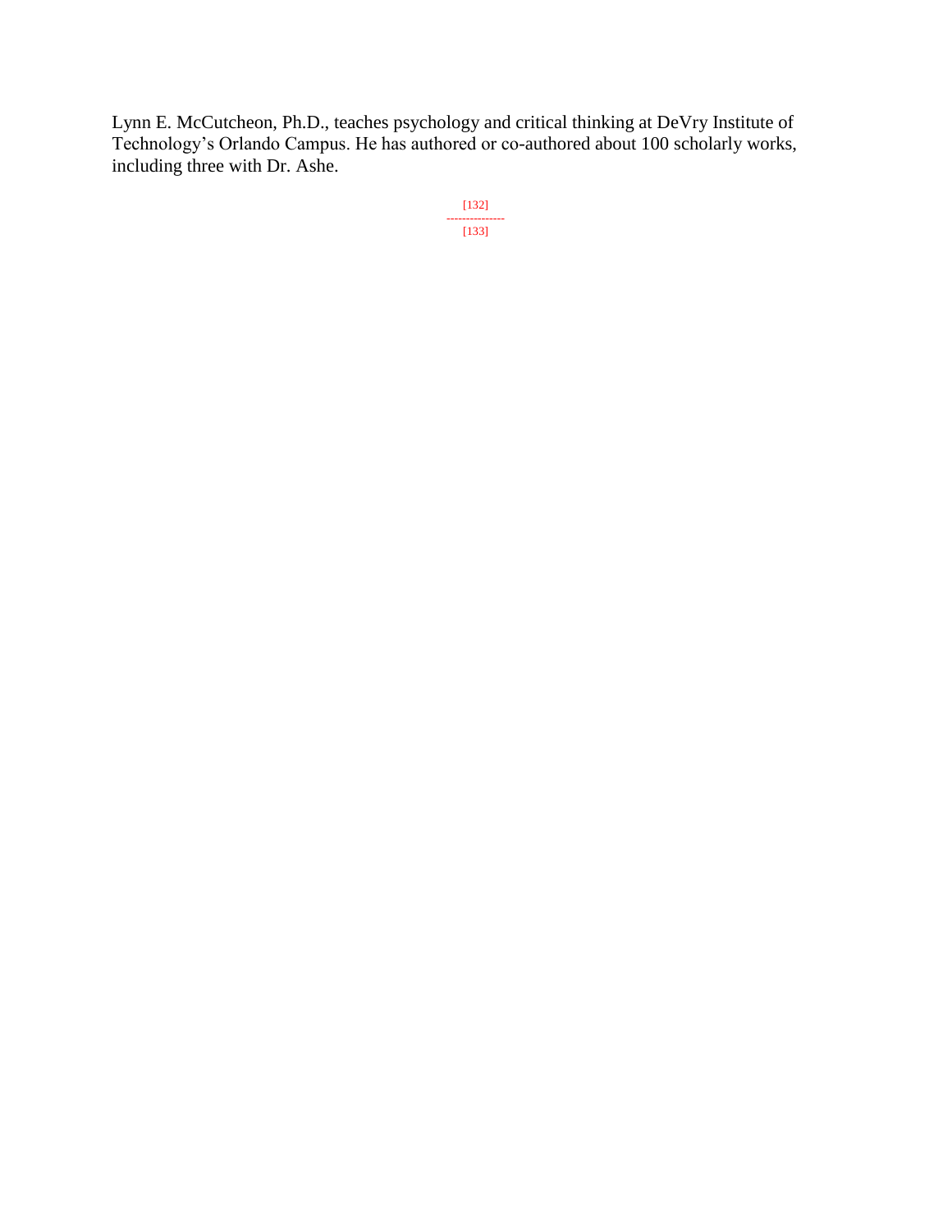Lynn E. McCutcheon, Ph.D., teaches psychology and critical thinking at DeVry Institute of Technology's Orlando Campus. He has authored or co-authored about 100 scholarly works, including three with Dr. Ashe.